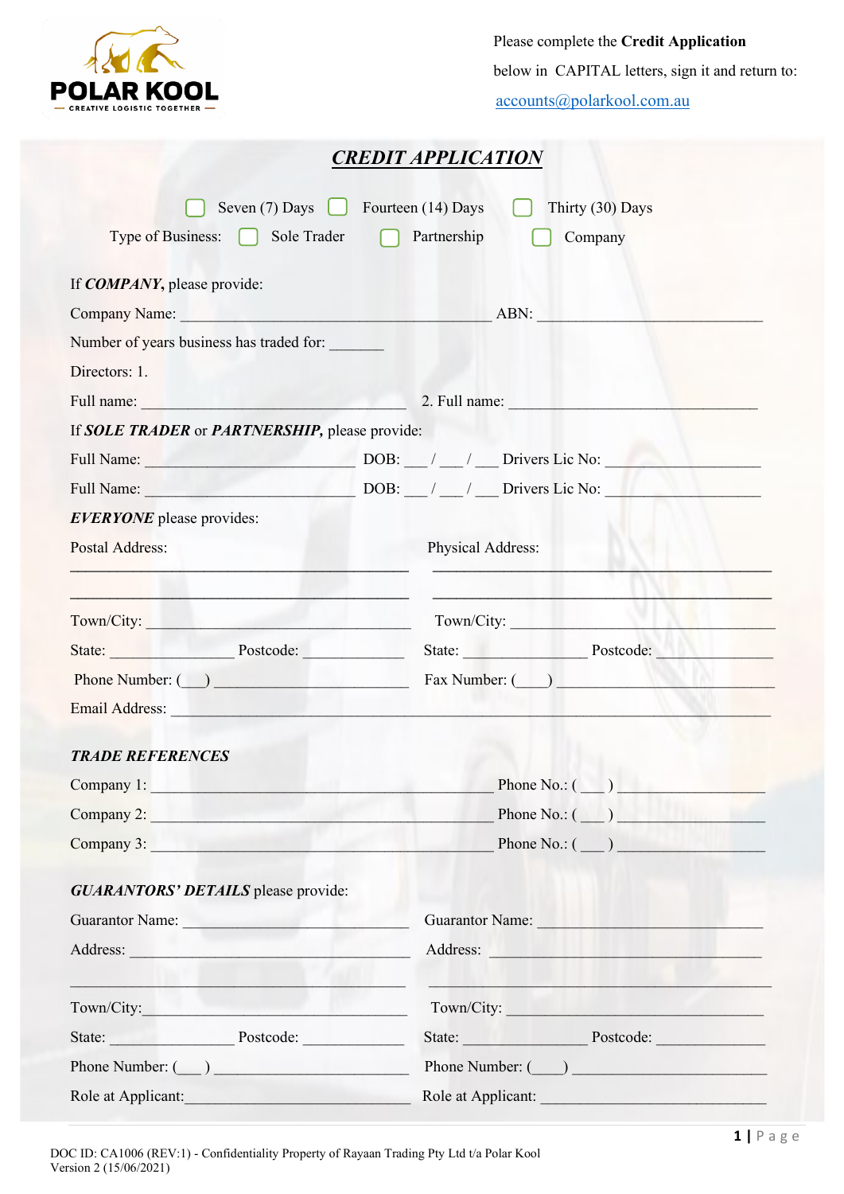POLAR KOOL
— CREATIVE LOGISTIC TOGETHER —

Please complete the **Credit Application** below in CAPITAL letters, sign it and return to: accounts@polarkool.com.au

# ***CREDIT APPLICATION***

☐ Seven (7) Days ☐ Fourteen (14) Days ☐ Thirty (30) Days

Type of Business: ☐ Sole Trader ☐ Partnership ☐ Company

If ***COMPANY,*** please provide:

Company Name: ______________________________________ ABN: ____________________________

Number of years business has traded for: _______

Directors: 1.

Full name: _________________________________ 2. Full name: ______________________________

If ***SOLE TRADER*** or ***PARTNERSHIP,*** please provide:

Full Name: _________________________ DOB: ___ / ___ / ___ Drivers Lic No: ___________________

Full Name: _________________________ DOB: ___ / ___ / ___ Drivers Lic No: ___________________

***EVERYONE*** please provides:

Postal Address:
_________________________________________
_________________________________________

Town/City: ________________________________

State: _______________ Postcode: ____________

Phone Number: (___) _______________________

Physical Address:
_________________________________________
_________________________________________

Town/City: ________________________________

State: _______________ Postcode: ____________

Fax Number: (____) _________________________

Email Address: ________________________________________________________________________

***TRADE REFERENCES***

Company 1: __________________________________________ Phone No.: ( ___ ) _________________

Company 2: __________________________________________ Phone No.: ( ___ ) _________________

Company 3: __________________________________________ Phone No.: ( ___ ) _________________

***GUARANTORS' DETAILS*** please provide:

Guarantor Name: _________________________

Address: ________________________________
_________________________________________

Town/City: ______________________________

State: _______________ Postcode: ____________

Phone Number: (___ ) _______________________

Role at Applicant: __________________________

Guarantor Name: _________________________

Address: ________________________________
_________________________________________

Town/City: ______________________________

State: _______________ Postcode: ____________

Phone Number: (____) _______________________

Role at Applicant: __________________________

DOC ID: CA1006 (REV:1) - Confidentiality Property of Rayaan Trading Pty Ltd t/a Polar Kool
Version 2 (15/06/2021)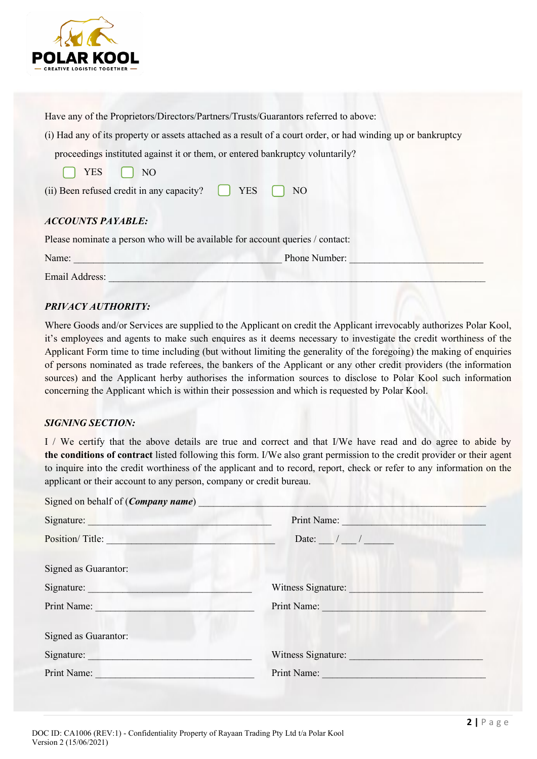Have any of the Proprietors/Directors/Partners/Trusts/Guarantors referred to above:

(i) Had any of its property or assets attached as a result of a court order, or had winding up or bankruptcy proceedings instituted against it or them, or entered bankruptcy voluntarily?

☐ YES ☐ NO

(ii) Been refused credit in any capacity? ☐ YES ☐ NO

### *ACCOUNTS PAYABLE:*

Please nominate a person who will be available for account queries / contact:

Name: ________________________________________ Phone Number: __________________________

Email Address: ___________________________________________________________________________

### *PRIVACY AUTHORITY:*

Where Goods and/or Services are supplied to the Applicant on credit the Applicant irrevocably authorizes Polar Kool, it's employees and agents to make such enquires as it deems necessary to investigate the credit worthiness of the Applicant Form time to time including (but without limiting the generality of the foregoing) the making of enquiries of persons nominated as trade referees, the bankers of the Applicant or any other credit providers (the information sources) and the Applicant herby authorises the information sources to disclose to Polar Kool such information concerning the Applicant which is within their possession and which is requested by Polar Kool.

### *SIGNING SECTION:*

I / We certify that the above details are true and correct and that I/We have read and do agree to abide by **the conditions of contract** listed following this form. I/We also grant permission to the credit provider or their agent to inquire into the credit worthiness of the applicant and to record, report, check or refer to any information on the applicant or their account to any person, company or credit bureau.

Signed on behalf of (***Company name***) _______________________________________________________

Signature: ____________________________________ Print Name: ____________________________

Position/ Title: ________________________________ Date: ___ / ___ / ______

Signed as Guarantor:

Signature: ________________________________ Witness Signature: __________________________

Print Name: _______________________________ Print Name: _________________________________

Signed as Guarantor:

Signature: ________________________________ Witness Signature: __________________________

Print Name: _______________________________ Print Name: _________________________________

DOC ID: CA1006 (REV:1) - Confidentiality Property of Rayaan Trading Pty Ltd t/a Polar Kool
Version 2 (15/06/2021)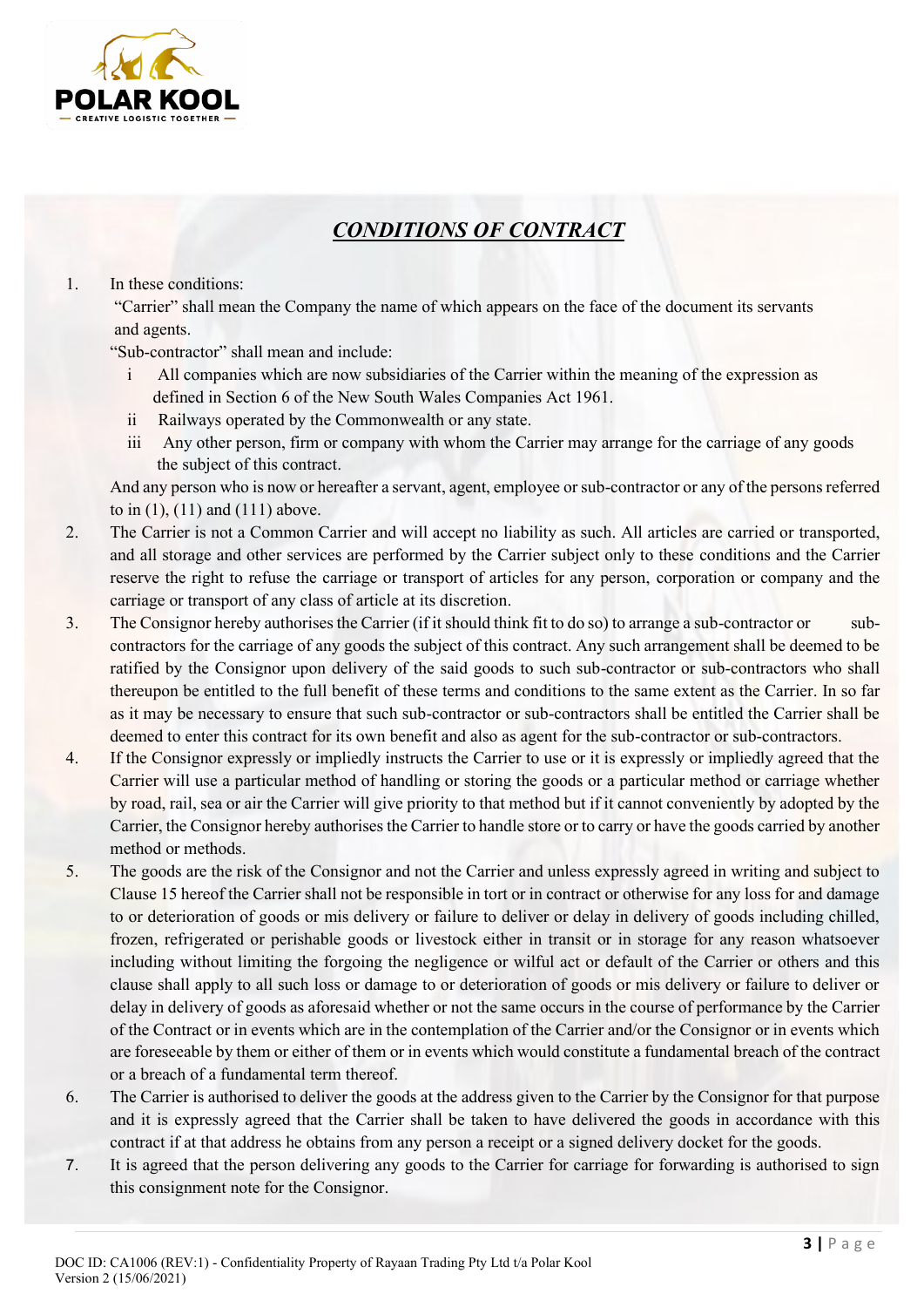## *CONDITIONS OF CONTRACT*

1. In these conditions:

   "Carrier" shall mean the Company the name of which appears on the face of the document its servants and agents.

   "Sub-contractor" shall mean and include:

   i All companies which are now subsidiaries of the Carrier within the meaning of the expression as defined in Section 6 of the New South Wales Companies Act 1961.

   ii Railways operated by the Commonwealth or any state.

   iii Any other person, firm or company with whom the Carrier may arrange for the carriage of any goods the subject of this contract.

   And any person who is now or hereafter a servant, agent, employee or sub-contractor or any of the persons referred to in (1), (11) and (111) above.

2. The Carrier is not a Common Carrier and will accept no liability as such. All articles are carried or transported, and all storage and other services are performed by the Carrier subject only to these conditions and the Carrier reserve the right to refuse the carriage or transport of articles for any person, corporation or company and the carriage or transport of any class of article at its discretion.
3. The Consignor hereby authorises the Carrier (if it should think fit to do so) to arrange a sub-contractor or sub-contractors for the carriage of any goods the subject of this contract. Any such arrangement shall be deemed to be ratified by the Consignor upon delivery of the said goods to such sub-contractor or sub-contractors who shall thereupon be entitled to the full benefit of these terms and conditions to the same extent as the Carrier. In so far as it may be necessary to ensure that such sub-contractor or sub-contractors shall be entitled the Carrier shall be deemed to enter this contract for its own benefit and also as agent for the sub-contractor or sub-contractors.
4. If the Consignor expressly or impliedly instructs the Carrier to use or it is expressly or impliedly agreed that the Carrier will use a particular method of handling or storing the goods or a particular method or carriage whether by road, rail, sea or air the Carrier will give priority to that method but if it cannot conveniently by adopted by the Carrier, the Consignor hereby authorises the Carrier to handle store or to carry or have the goods carried by another method or methods.
5. The goods are the risk of the Consignor and not the Carrier and unless expressly agreed in writing and subject to Clause 15 hereof the Carrier shall not be responsible in tort or in contract or otherwise for any loss for and damage to or deterioration of goods or mis delivery or failure to deliver or delay in delivery of goods including chilled, frozen, refrigerated or perishable goods or livestock either in transit or in storage for any reason whatsoever including without limiting the forgoing the negligence or wilful act or default of the Carrier or others and this clause shall apply to all such loss or damage to or deterioration of goods or mis delivery or failure to deliver or delay in delivery of goods as aforesaid whether or not the same occurs in the course of performance by the Carrier of the Contract or in events which are in the contemplation of the Carrier and/or the Consignor or in events which are foreseeable by them or either of them or in events which would constitute a fundamental breach of the contract or a breach of a fundamental term thereof.
6. The Carrier is authorised to deliver the goods at the address given to the Carrier by the Consignor for that purpose and it is expressly agreed that the Carrier shall be taken to have delivered the goods in accordance with this contract if at that address he obtains from any person a receipt or a signed delivery docket for the goods.
7. It is agreed that the person delivering any goods to the Carrier for carriage for forwarding is authorised to sign this consignment note for the Consignor.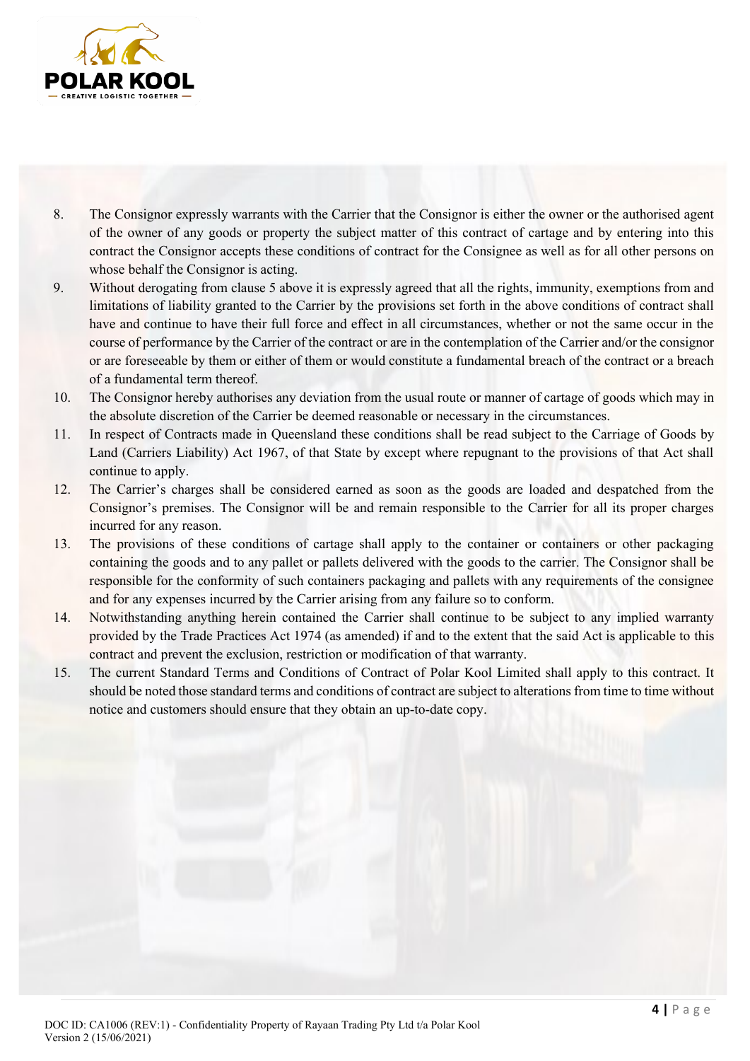8. The Consignor expressly warrants with the Carrier that the Consignor is either the owner or the authorised agent of the owner of any goods or property the subject matter of this contract of cartage and by entering into this contract the Consignor accepts these conditions of contract for the Consignee as well as for all other persons on whose behalf the Consignor is acting.
9. Without derogating from clause 5 above it is expressly agreed that all the rights, immunity, exemptions from and limitations of liability granted to the Carrier by the provisions set forth in the above conditions of contract shall have and continue to have their full force and effect in all circumstances, whether or not the same occur in the course of performance by the Carrier of the contract or are in the contemplation of the Carrier and/or the consignor or are foreseeable by them or either of them or would constitute a fundamental breach of the contract or a breach of a fundamental term thereof.
10. The Consignor hereby authorises any deviation from the usual route or manner of cartage of goods which may in the absolute discretion of the Carrier be deemed reasonable or necessary in the circumstances.
11. In respect of Contracts made in Queensland these conditions shall be read subject to the Carriage of Goods by Land (Carriers Liability) Act 1967, of that State by except where repugnant to the provisions of that Act shall continue to apply.
12. The Carrier's charges shall be considered earned as soon as the goods are loaded and despatched from the Consignor's premises. The Consignor will be and remain responsible to the Carrier for all its proper charges incurred for any reason.
13. The provisions of these conditions of cartage shall apply to the container or containers or other packaging containing the goods and to any pallet or pallets delivered with the goods to the carrier. The Consignor shall be responsible for the conformity of such containers packaging and pallets with any requirements of the consignee and for any expenses incurred by the Carrier arising from any failure so to conform.
14. Notwithstanding anything herein contained the Carrier shall continue to be subject to any implied warranty provided by the Trade Practices Act 1974 (as amended) if and to the extent that the said Act is applicable to this contract and prevent the exclusion, restriction or modification of that warranty.
15. The current Standard Terms and Conditions of Contract of Polar Kool Limited shall apply to this contract. It should be noted those standard terms and conditions of contract are subject to alterations from time to time without notice and customers should ensure that they obtain an up-to-date copy.